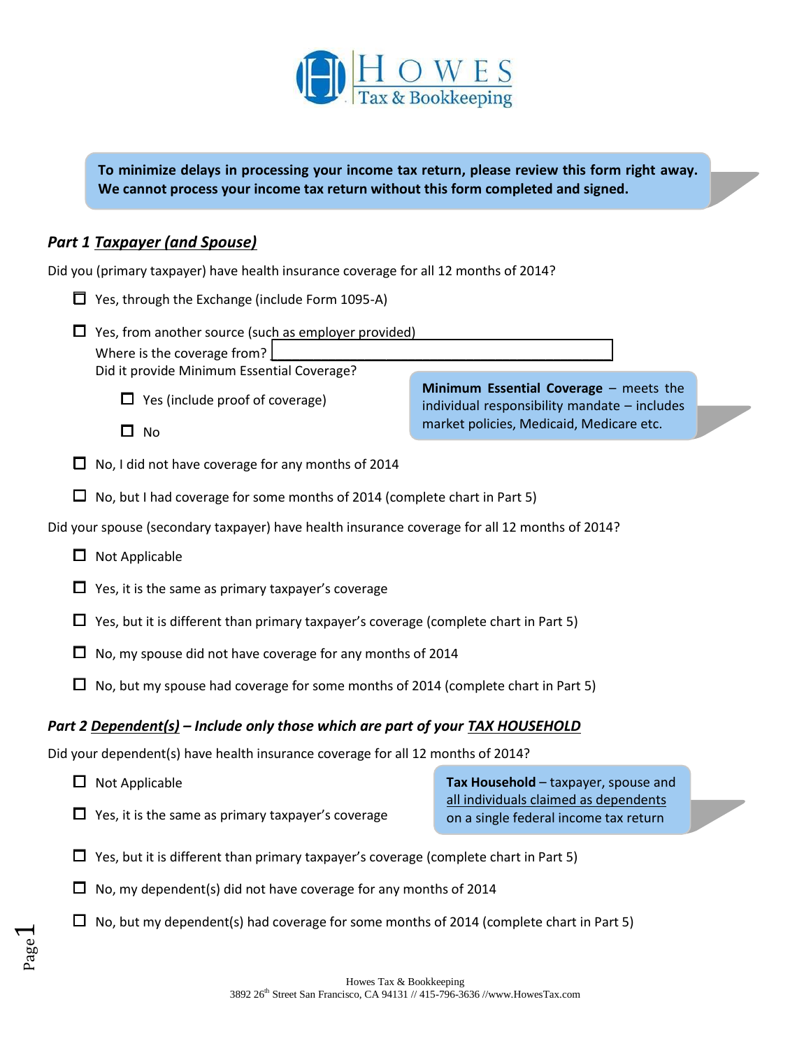HOWES Tax & Bookkeeping

**To minimize delays in processing your income tax return, please review this form right away. We cannot process your income tax return without this form completed and signed.**

## *Part 1 Taxpayer (and Spouse)*

Did you (primary taxpayer) have health insurance coverage for all 12 months of 2014?

- ☐ Yes, through the Exchange (include Form 1095-A)
- ☐ Yes, from another source (such as employer provided)
  Where is the coverage from? ________________________________
  Did it provide Minimum Essential Coverage?
  - ☐ Yes (include proof of coverage)
  - ☐ No

**Minimum Essential Coverage** – meets the individual responsibility mandate – includes market policies, Medicaid, Medicare etc.

- ☐ No, I did not have coverage for any months of 2014
- ☐ No, but I had coverage for some months of 2014 (complete chart in Part 5)

Did your spouse (secondary taxpayer) have health insurance coverage for all 12 months of 2014?

- ☐ Not Applicable
- ☐ Yes, it is the same as primary taxpayer's coverage
- ☐ Yes, but it is different than primary taxpayer's coverage (complete chart in Part 5)
- ☐ No, my spouse did not have coverage for any months of 2014
- ☐ No, but my spouse had coverage for some months of 2014 (complete chart in Part 5)

## *Part 2 Dependent(s) – Include only those which are part of your TAX HOUSEHOLD*

Did your dependent(s) have health insurance coverage for all 12 months of 2014?

**Tax Household** – taxpayer, spouse and all individuals claimed as dependents on a single federal income tax return

- ☐ Not Applicable
- ☐ Yes, it is the same as primary taxpayer's coverage
- ☐ Yes, but it is different than primary taxpayer's coverage (complete chart in Part 5)
- ☐ No, my dependent(s) did not have coverage for any months of 2014
- ☐ No, but my dependent(s) had coverage for some months of 2014 (complete chart in Part 5)

Howes Tax & Bookkeeping
3892 26th Street San Francisco, CA 94131 // 415-796-3636 //www.HowesTax.com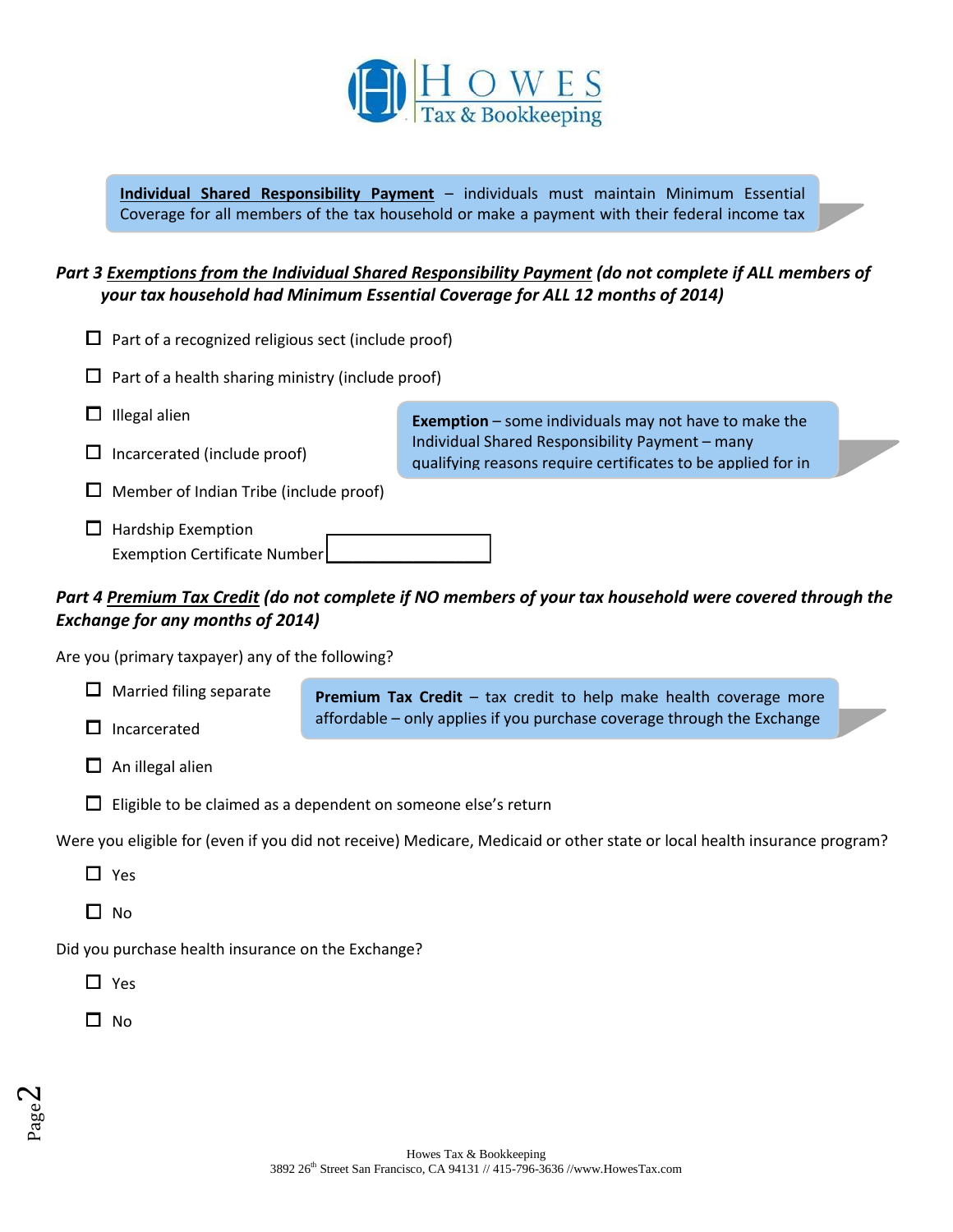**Individual Shared Responsibility Payment** – individuals must maintain Minimum Essential Coverage for all members of the tax household or make a payment with their federal income tax

### *Part 3 Exemptions from the Individual Shared Responsibility Payment (do not complete if ALL members of your tax household had Minimum Essential Coverage for ALL 12 months of 2014)*

- ☐ Part of a recognized religious sect (include proof)
- ☐ Part of a health sharing ministry (include proof)
- ☐ Illegal alien
- ☐ Incarcerated (include proof)
- ☐ Member of Indian Tribe (include proof)
- ☐ Hardship Exemption
  Exemption Certificate Number \_\_\_\_\_\_\_\_\_\_\_\_\_\_\_\_\_\_\_\_

**Exemption** – some individuals may not have to make the Individual Shared Responsibility Payment – many qualifying reasons require certificates to be applied for in

### *Part 4 Premium Tax Credit (do not complete if NO members of your tax household were covered through the Exchange for any months of 2014)*

Are you (primary taxpayer) any of the following?

- ☐ Married filing separate
- ☐ Incarcerated
- ☐ An illegal alien
- ☐ Eligible to be claimed as a dependent on someone else's return

**Premium Tax Credit** – tax credit to help make health coverage more affordable – only applies if you purchase coverage through the Exchange

Were you eligible for (even if you did not receive) Medicare, Medicaid or other state or local health insurance program?

- ☐ Yes
- ☐ No

Did you purchase health insurance on the Exchange?

- ☐ Yes
- ☐ No

Howes Tax & Bookkeeping
3892 26th Street San Francisco, CA 94131 // 415-796-3636 //www.HowesTax.com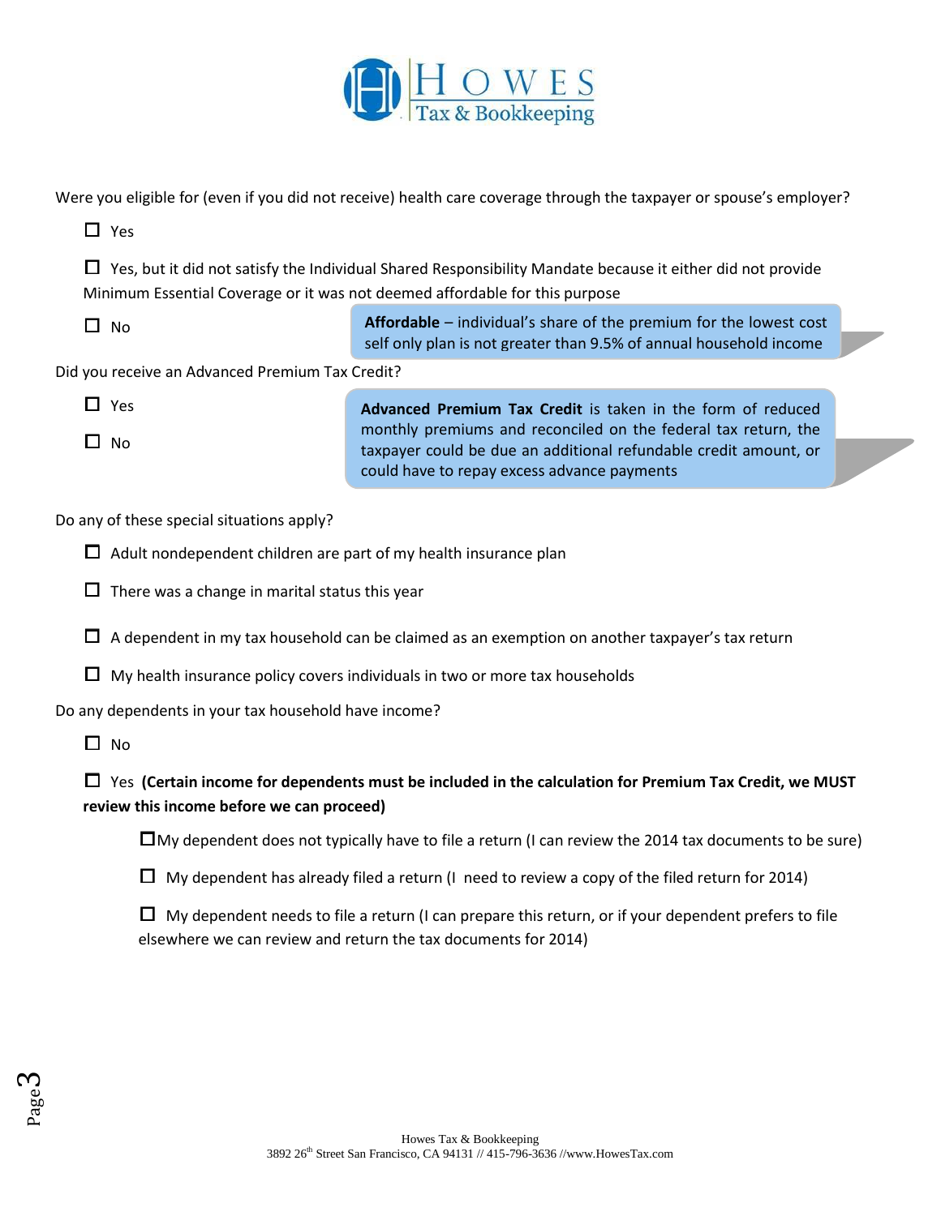Were you eligible for (even if you did not receive) health care coverage through the taxpayer or spouse's employer?

- ☐ Yes
- ☐ Yes, but it did not satisfy the Individual Shared Responsibility Mandate because it either did not provide Minimum Essential Coverage or it was not deemed affordable for this purpose
- ☐ No

> **Affordable** – individual's share of the premium for the lowest cost self only plan is not greater than 9.5% of annual household income

Did you receive an Advanced Premium Tax Credit?

- ☐ Yes
- ☐ No

> **Advanced Premium Tax Credit** is taken in the form of reduced monthly premiums and reconciled on the federal tax return, the taxpayer could be due an additional refundable credit amount, or could have to repay excess advance payments

Do any of these special situations apply?

- ☐ Adult nondependent children are part of my health insurance plan
- ☐ There was a change in marital status this year
- ☐ A dependent in my tax household can be claimed as an exemption on another taxpayer's tax return
- ☐ My health insurance policy covers individuals in two or more tax households

Do any dependents in your tax household have income?

- ☐ No
- ☐ Yes **(Certain income for dependents must be included in the calculation for Premium Tax Credit, we MUST review this income before we can proceed)**
  - ☐ My dependent does not typically have to file a return (I can review the 2014 tax documents to be sure)
  - ☐ My dependent has already filed a return (I need to review a copy of the filed return for 2014)
  - ☐ My dependent needs to file a return (I can prepare this return, or if your dependent prefers to file elsewhere we can review and return the tax documents for 2014)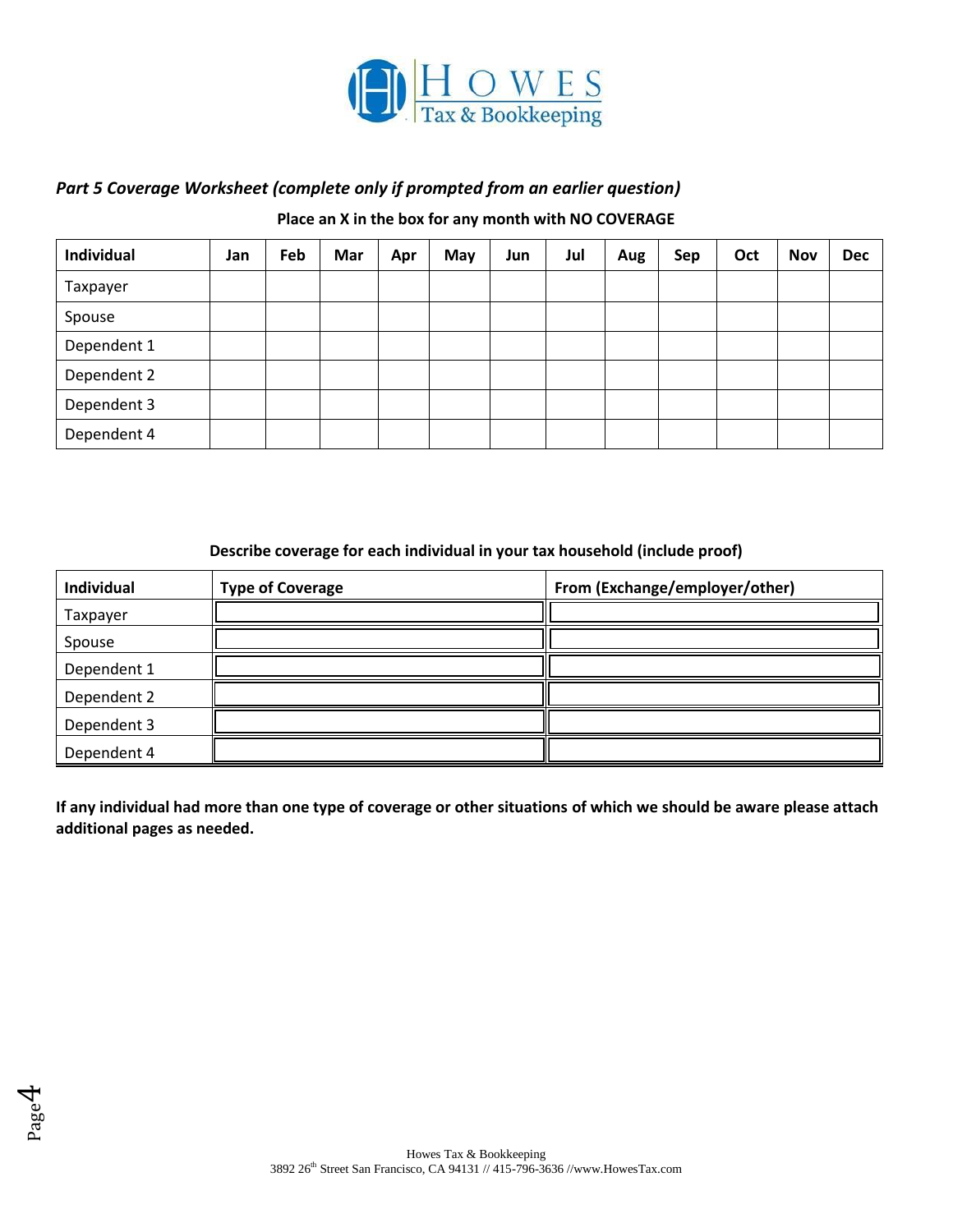*Part 5 Coverage Worksheet (complete only if prompted from an earlier question)*

**Place an X in the box for any month with NO COVERAGE**

| Individual | Jan | Feb | Mar | Apr | May | Jun | Jul | Aug | Sep | Oct | Nov | Dec |
|---|---|---|---|---|---|---|---|---|---|---|---|---|
| Taxpayer | | | | | | | | | | | | |
| Spouse | | | | | | | | | | | | |
| Dependent 1 | | | | | | | | | | | | |
| Dependent 2 | | | | | | | | | | | | |
| Dependent 3 | | | | | | | | | | | | |
| Dependent 4 | | | | | | | | | | | | |

**Describe coverage for each individual in your tax household (include proof)**

| Individual | Type of Coverage | From (Exchange/employer/other) |
|---|---|---|
| Taxpayer | | |
| Spouse | | |
| Dependent 1 | | |
| Dependent 2 | | |
| Dependent 3 | | |
| Dependent 4 | | |

**If any individual had more than one type of coverage or other situations of which we should be aware please attach additional pages as needed.**

Howes Tax & Bookkeeping
3892 26th Street San Francisco, CA 94131 // 415-796-3636 //www.HowesTax.com